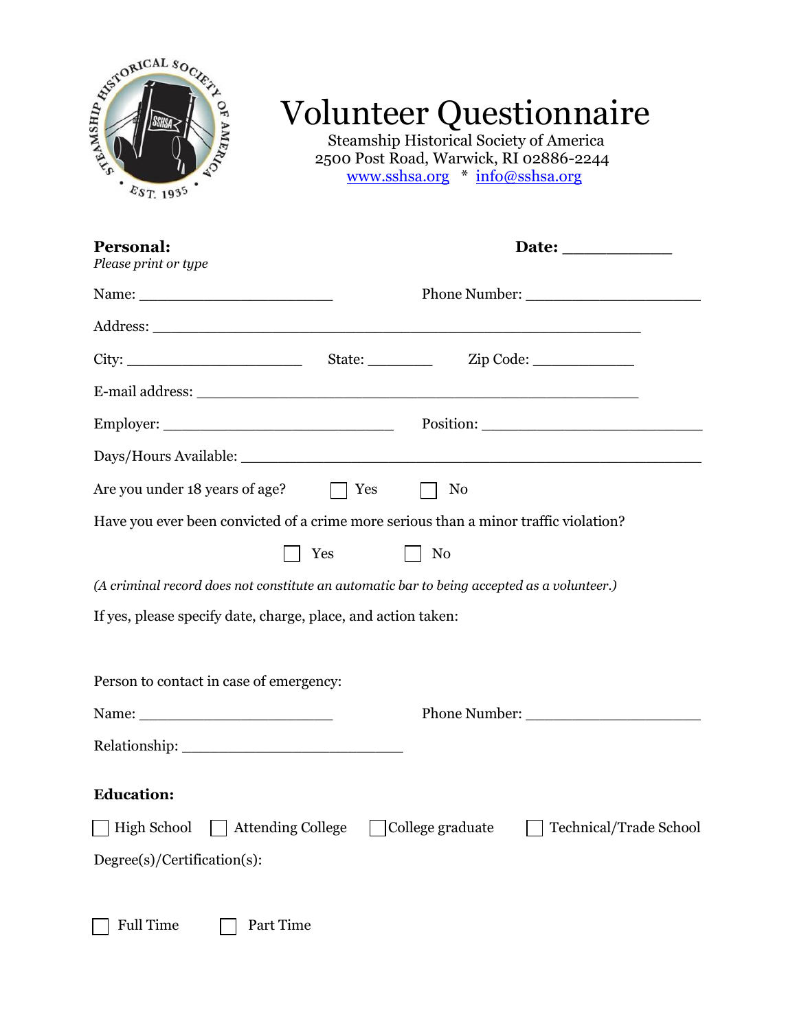# Volunteer Questionnaire

Steamship Historical Society of America
2500 Post Road, Warwick, RI 02886-2244
www.sshsa.org * info@sshsa.org

**Personal:** **Date:** ___________
*Please print or type*

Name: _______________________ Phone Number: ____________________

Address: _________________________________________________________

City: ____________________ State: _______ Zip Code: ___________

E-mail address: ___________________________________________________

Employer: ___________________________ Position: _________________________

Days/Hours Available: _____________________________________________________

Are you under 18 years of age? ☐ Yes ☐ No

Have you ever been convicted of a crime more serious than a minor traffic violation?

☐ Yes ☐ No

*(A criminal record does not constitute an automatic bar to being accepted as a volunteer.)*

If yes, please specify date, charge, place, and action taken:

Person to contact in case of emergency:

Name: _______________________ Phone Number: ____________________

Relationship: __________________________

**Education:**

☐ High School ☐ Attending College ☐ College graduate ☐ Technical/Trade School

Degree(s)/Certification(s):

☐ Full Time ☐ Part Time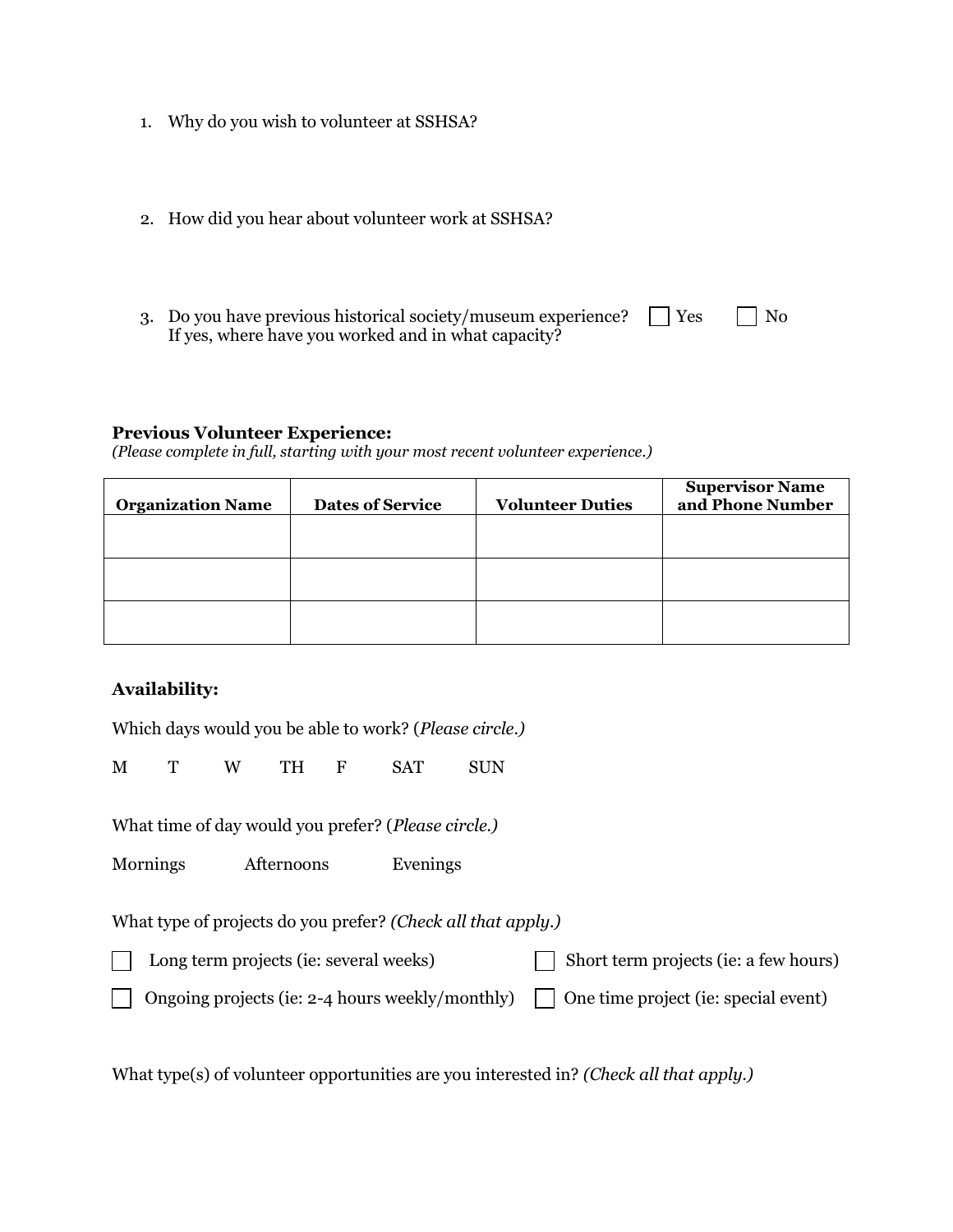1. Why do you wish to volunteer at SSHSA?

2. How did you hear about volunteer work at SSHSA?

3. Do you have previous historical society/museum experience? ☐ Yes ☐ No
   If yes, where have you worked and in what capacity?

**Previous Volunteer Experience:**
*(Please complete in full, starting with your most recent volunteer experience.)*

| Organization Name | Dates of Service | Volunteer Duties | Supervisor Name and Phone Number |
|---|---|---|---|
| | | | |
| | | | |
| | | | |

**Availability:**

Which days would you be able to work? (*Please circle.)*

M T W TH F SAT SUN

What time of day would you prefer? (*Please circle.)*

Mornings Afternoons Evenings

What type of projects do you prefer? *(Check all that apply.)*

☐ Long term projects (ie: several weeks)
☐ Short term projects (ie: a few hours)
☐ Ongoing projects (ie: 2-4 hours weekly/monthly)
☐ One time project (ie: special event)

What type(s) of volunteer opportunities are you interested in? *(Check all that apply.)*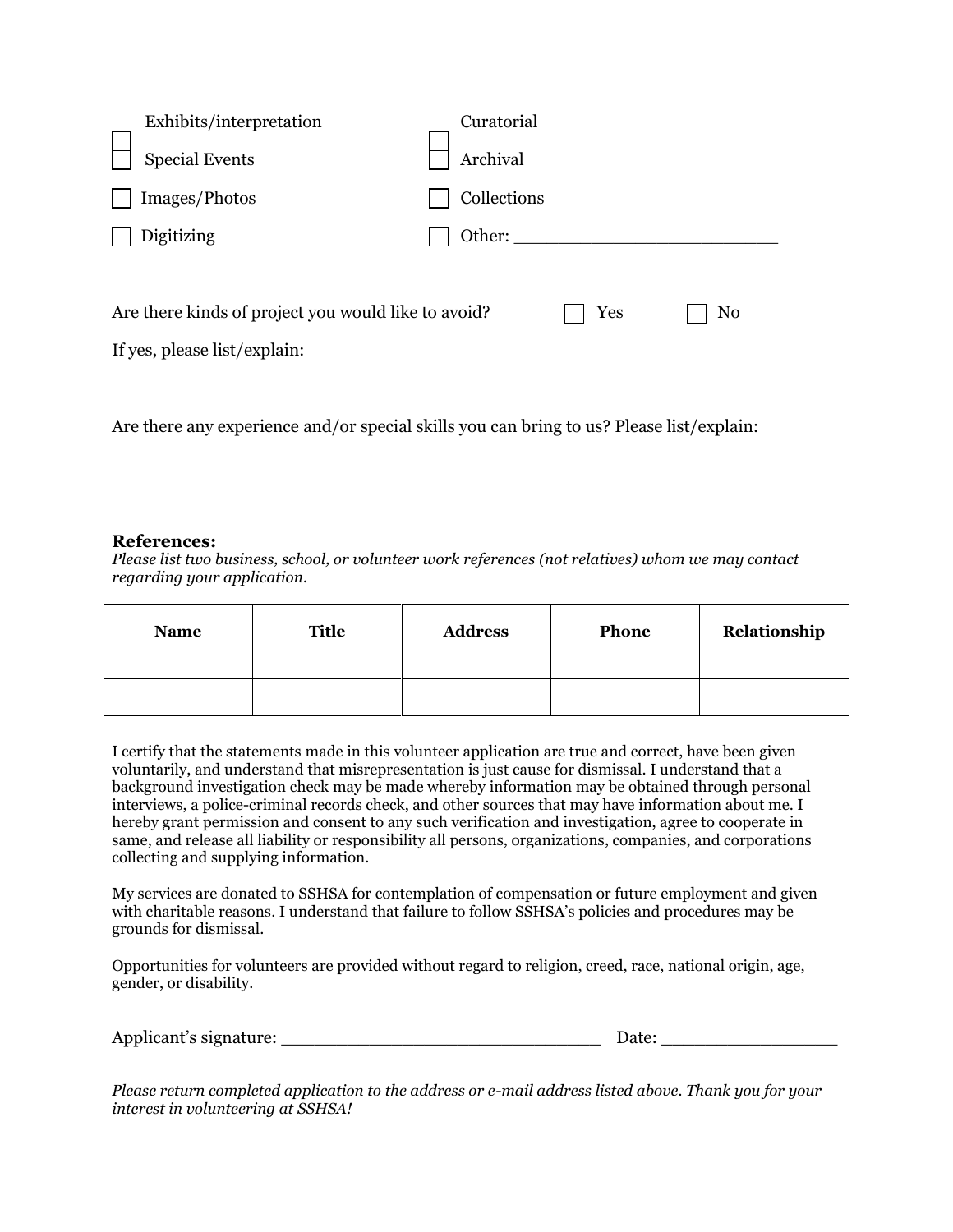- [ ] Exhibits/interpretation
- [ ] Special Events
- [ ] Images/Photos
- [ ] Digitizing
- [ ] Curatorial
- [ ] Archival
- [ ] Collections
- [ ] Other: ________________________

Are there kinds of project you would like to avoid? ☐ Yes ☐ No

If yes, please list/explain:

Are there any experience and/or special skills you can bring to us? Please list/explain:

**References:**
*Please list two business, school, or volunteer work references (not relatives) whom we may contact regarding your application.*

| Name | Title | Address | Phone | Relationship |
|---|---|---|---|---|
| | | | | |
| | | | | |

I certify that the statements made in this volunteer application are true and correct, have been given voluntarily, and understand that misrepresentation is just cause for dismissal. I understand that a background investigation check may be made whereby information may be obtained through personal interviews, a police-criminal records check, and other sources that may have information about me. I hereby grant permission and consent to any such verification and investigation, agree to cooperate in same, and release all liability or responsibility all persons, organizations, companies, and corporations collecting and supplying information.

My services are donated to SSHSA for contemplation of compensation or future employment and given with charitable reasons. I understand that failure to follow SSHSA's policies and procedures may be grounds for dismissal.

Opportunities for volunteers are provided without regard to religion, creed, race, national origin, age, gender, or disability.

Applicant's signature: ______________________________ Date: ________________

*Please return completed application to the address or e-mail address listed above. Thank you for your interest in volunteering at SSHSA!*